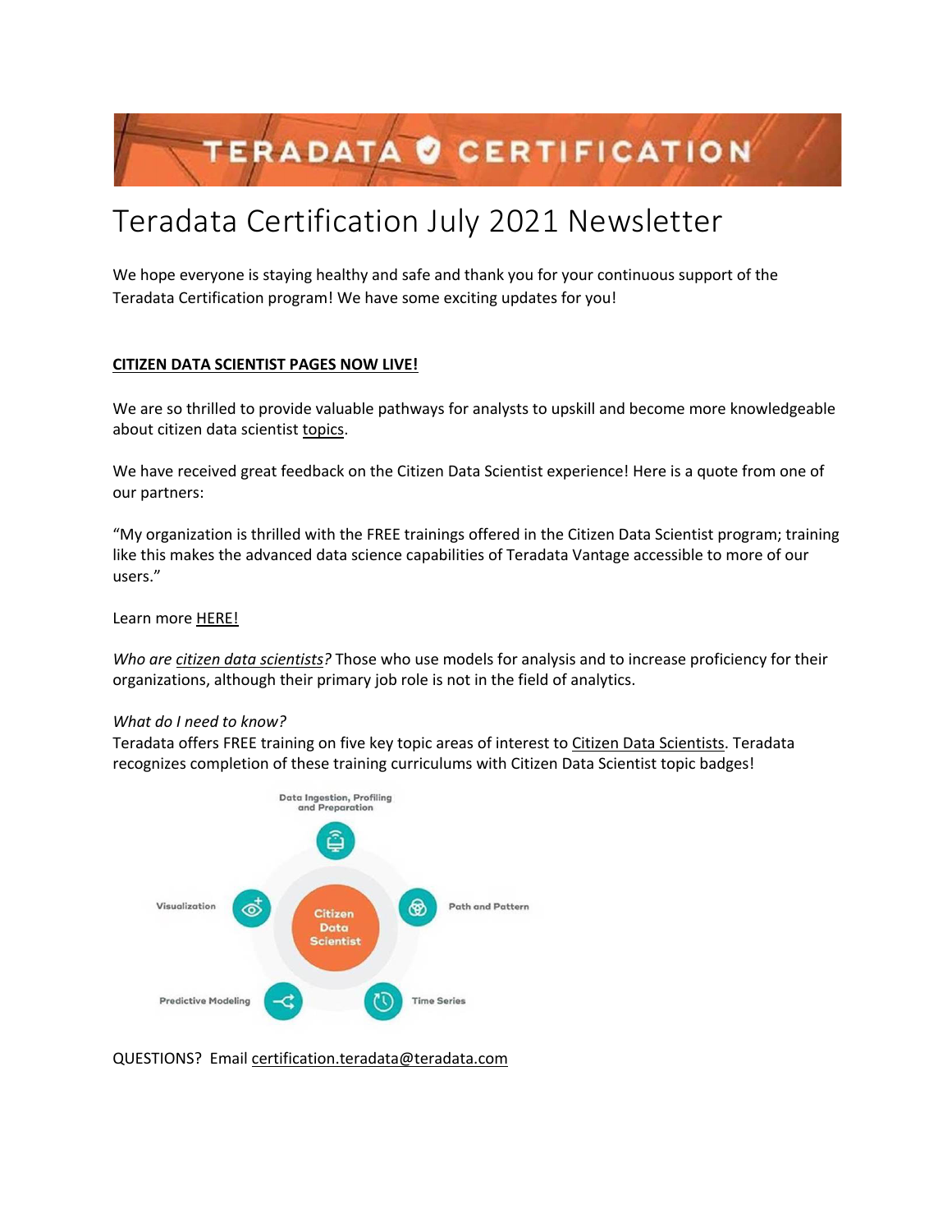# Teradata Certification July 2021 Newsletter

We hope everyone is staying healthy and safe and thank you for your continuous support of the Teradata Certification program! We have some exciting updates for you!

**CITIZEN DATA SCIENTIST PAGES NOW LIVE!**

We are so thrilled to provide valuable pathways for analysts to upskill and become more knowledgeable about citizen data scientist topics.

We have received great feedback on the Citizen Data Scientist experience! Here is a quote from one of our partners:

"My organization is thrilled with the FREE trainings offered in the Citizen Data Scientist program; training like this makes the advanced data science capabilities of Teradata Vantage accessible to more of our users."

Learn more HERE!

*Who are citizen data scientists?* Those who use models for analysis and to increase proficiency for their organizations, although their primary job role is not in the field of analytics.

*What do I need to know?*
Teradata offers FREE training on five key topic areas of interest to Citizen Data Scientists. Teradata recognizes completion of these training curriculums with Citizen Data Scientist topic badges!

Citizen Data Scientist

- Data Ingestion, Profiling and Preparation
- Path and Pattern
- Time Series
- Predictive Modeling
- Visualization

QUESTIONS? Email certification.teradata@teradata.com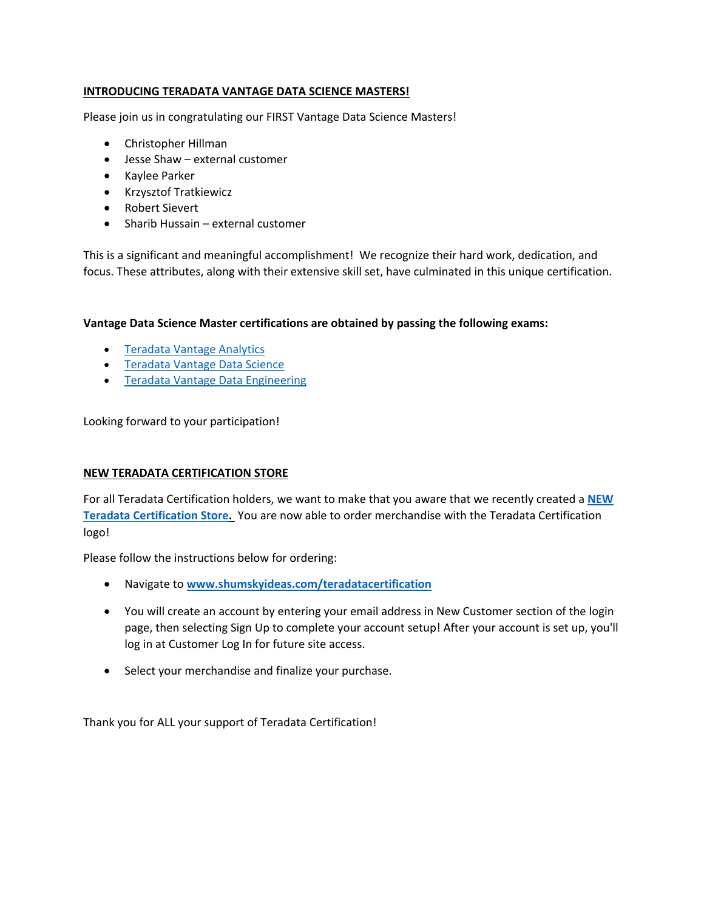**INTRODUCING TERADATA VANTAGE DATA SCIENCE MASTERS!**

Please join us in congratulating our FIRST Vantage Data Science Masters!

- Christopher Hillman
- Jesse Shaw – external customer
- Kaylee Parker
- Krzysztof Tratkiewicz
- Robert Sievert
- Sharib Hussain – external customer

This is a significant and meaningful accomplishment! We recognize their hard work, dedication, and focus. These attributes, along with their extensive skill set, have culminated in this unique certification.

**Vantage Data Science Master certifications are obtained by passing the following exams:**

- Teradata Vantage Analytics
- Teradata Vantage Data Science
- Teradata Vantage Data Engineering

Looking forward to your participation!

**NEW TERADATA CERTIFICATION STORE**

For all Teradata Certification holders, we want to make that you aware that we recently created a **NEW Teradata Certification Store.** You are now able to order merchandise with the Teradata Certification logo!

Please follow the instructions below for ordering:

- Navigate to **www.shumskyideas.com/teradatacertification**
- You will create an account by entering your email address in New Customer section of the login page, then selecting Sign Up to complete your account setup! After your account is set up, you'll log in at Customer Log In for future site access.
- Select your merchandise and finalize your purchase.

Thank you for ALL your support of Teradata Certification!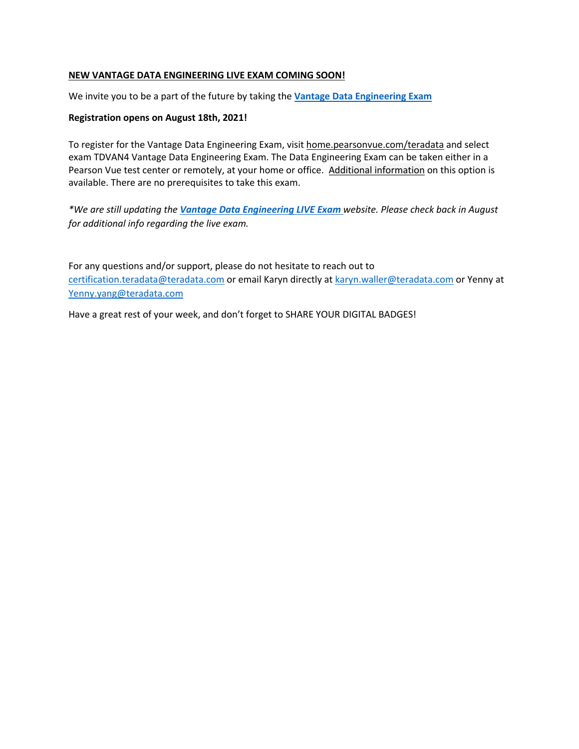**NEW VANTAGE DATA ENGINEERING LIVE EXAM COMING SOON!**

We invite you to be a part of the future by taking the **Vantage Data Engineering Exam**

**Registration opens on August 18th, 2021!**

To register for the Vantage Data Engineering Exam, visit home.pearsonvue.com/teradata and select exam TDVAN4 Vantage Data Engineering Exam. The Data Engineering Exam can be taken either in a Pearson Vue test center or remotely, at your home or office. Additional information on this option is available. There are no prerequisites to take this exam.

*\*We are still updating the **Vantage Data Engineering LIVE Exam** website. Please check back in August for additional info regarding the live exam.*

For any questions and/or support, please do not hesitate to reach out to certification.teradata@teradata.com or email Karyn directly at karyn.waller@teradata.com or Yenny at Yenny.yang@teradata.com

Have a great rest of your week, and don't forget to SHARE YOUR DIGITAL BADGES!